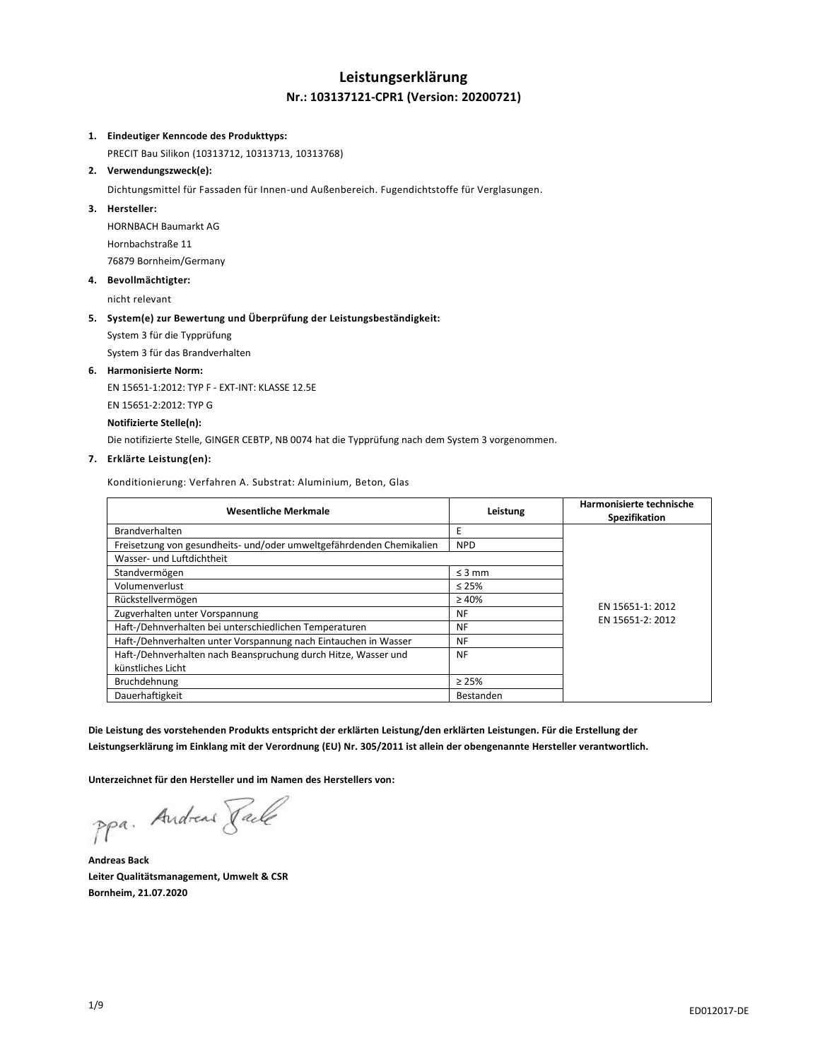# Leistungserklärung

## Nr.: 103137121-CPR1 (Version: 20200721)

1. **Eindeutiger Kenncode des Produkttyps:**

   PRECIT Bau Silikon (10313712, 10313713, 10313768)

2. **Verwendungszweck(e):**

   Dichtungsmittel für Fassaden für Innen-und Außenbereich. Fugendichtstoffe für Verglasungen.

3. **Hersteller:**

   HORNBACH Baumarkt AG

   Hornbachstraße 11

   76879 Bornheim/Germany

4. **Bevollmächtigter:**

   nicht relevant

5. **System(e) zur Bewertung und Überprüfung der Leistungsbeständigkeit:**

   System 3 für die Typprüfung

   System 3 für das Brandverhalten

6. **Harmonisierte Norm:**

   EN 15651-1:2012: TYP F - EXT-INT: KLASSE 12.5E

   EN 15651-2:2012: TYP G

   **Notifizierte Stelle(n):**

   Die notifizierte Stelle, GINGER CEBTP, NB 0074 hat die Typprüfung nach dem System 3 vorgenommen.

7. **Erklärte Leistung(en):**

   Konditionierung: Verfahren A. Substrat: Aluminium, Beton, Glas

| Wesentliche Merkmale | Leistung | Harmonisierte technische Spezifikation |
|---|---|---|
| Brandverhalten | E | EN 15651-1: 2012<br>EN 15651-2: 2012 |
| Freisetzung von gesundheits- und/oder umweltgefährdenden Chemikalien | NPD | |
| Wasser- und Luftdichtheit | | |
| Standvermögen | ≤ 3 mm | |
| Volumenverlust | ≤ 25% | |
| Rückstellvermögen | ≥ 40% | |
| Zugverhalten unter Vorspannung | NF | |
| Haft-/Dehnverhalten bei unterschiedlichen Temperaturen | NF | |
| Haft-/Dehnverhalten unter Vorspannung nach Eintauchen in Wasser | NF | |
| Haft-/Dehnverhalten nach Beanspruchung durch Hitze, Wasser und künstliches Licht | NF | |
| Bruchdehnung | ≥ 25% | |
| Dauerhaftigkeit | Bestanden | |

**Die Leistung des vorstehenden Produkts entspricht der erklärten Leistung/den erklärten Leistungen. Für die Erstellung der Leistungserklärung im Einklang mit der Verordnung (EU) Nr. 305/2011 ist allein der obengenannte Hersteller verantwortlich.**

**Unterzeichnet für den Hersteller und im Namen des Herstellers von:**

ppa. Andreas Back

**Andreas Back**

**Leiter Qualitätsmanagement, Umwelt & CSR**

**Bornheim, 21.07.2020**

ED012017-DE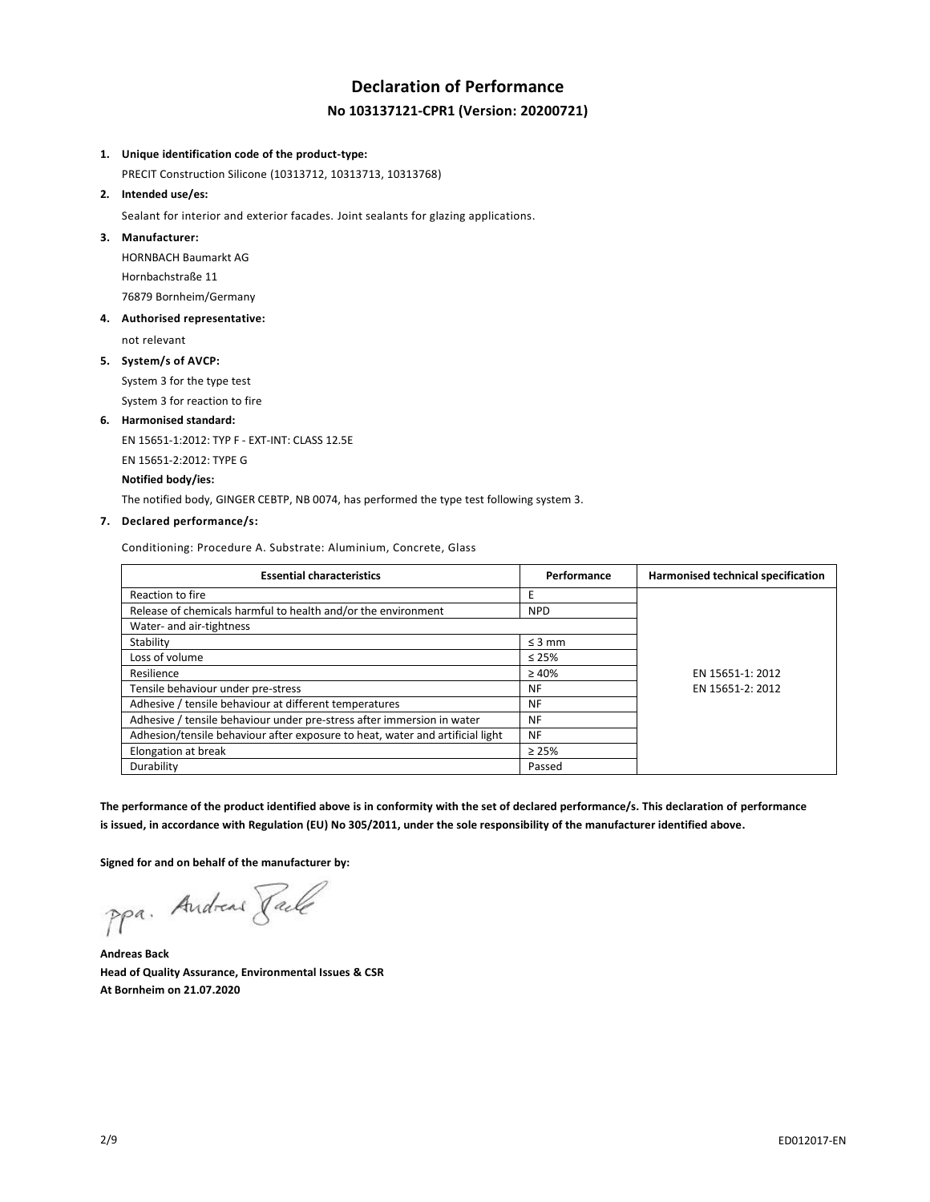# Declaration of Performance

## No 103137121-CPR1 (Version: 20200721)

1. **Unique identification code of the product-type:**

   PRECIT Construction Silicone (10313712, 10313713, 10313768)

2. **Intended use/es:**

   Sealant for interior and exterior facades. Joint sealants for glazing applications.

3. **Manufacturer:**

   HORNBACH Baumarkt AG

   Hornbachstraße 11

   76879 Bornheim/Germany

4. **Authorised representative:**

   not relevant

5. **System/s of AVCP:**

   System 3 for the type test

   System 3 for reaction to fire

6. **Harmonised standard:**

   EN 15651-1:2012: TYP F - EXT-INT: CLASS 12.5E

   EN 15651-2:2012: TYPE G

   **Notified body/ies:**

   The notified body, GINGER CEBTP, NB 0074, has performed the type test following system 3.

7. **Declared performance/s:**

Conditioning: Procedure A. Substrate: Aluminium, Concrete, Glass

| Essential characteristics | Performance | Harmonised technical specification |
|---|---|---|
| Reaction to fire | E | EN 15651-1: 2012<br>EN 15651-2: 2012 |
| Release of chemicals harmful to health and/or the environment | NPD | |
| Water- and air-tightness | | |
| Stability | ≤ 3 mm | |
| Loss of volume | ≤ 25% | |
| Resilience | ≥ 40% | |
| Tensile behaviour under pre-stress | NF | |
| Adhesive / tensile behaviour at different temperatures | NF | |
| Adhesive / tensile behaviour under pre-stress after immersion in water | NF | |
| Adhesion/tensile behaviour after exposure to heat, water and artificial light | NF | |
| Elongation at break | ≥ 25% | |
| Durability | Passed | |

**The performance of the product identified above is in conformity with the set of declared performance/s. This declaration of performance is issued, in accordance with Regulation (EU) No 305/2011, under the sole responsibility of the manufacturer identified above.**

**Signed for and on behalf of the manufacturer by:**

ppa. Andreas Back

**Andreas Back**
**Head of Quality Assurance, Environmental Issues & CSR**
**At Bornheim on 21.07.2020**

ED012017-EN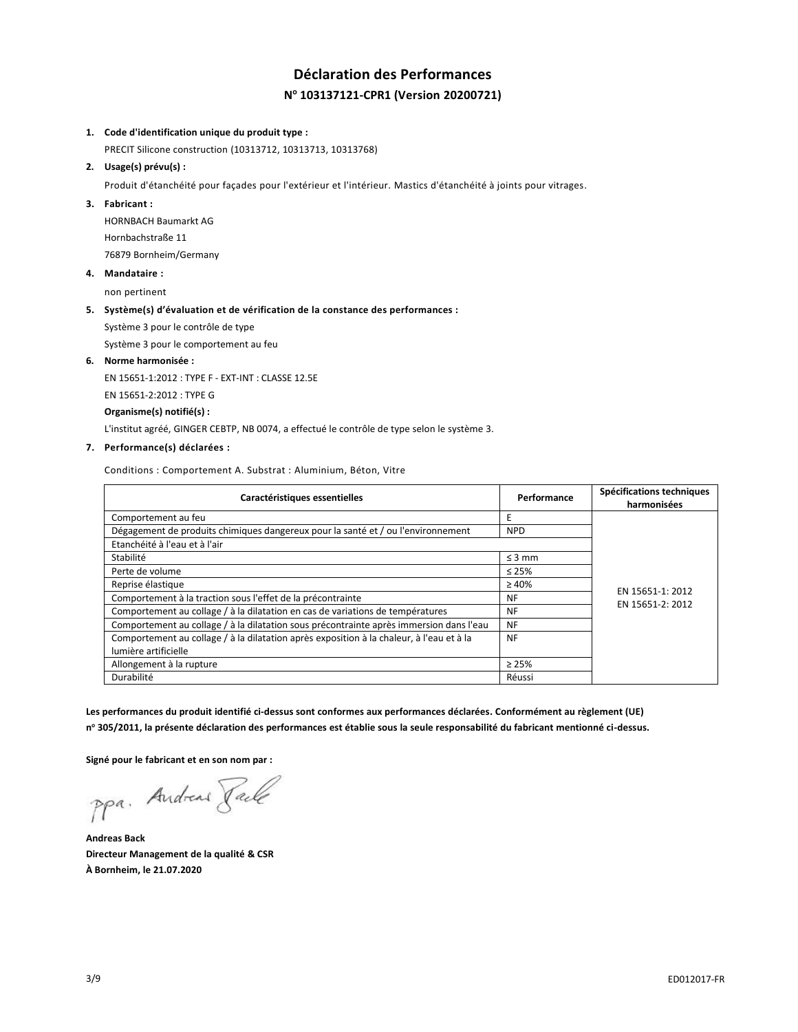# Déclaration des Performances

## N° 103137121-CPR1 (Version 20200721)

1. **Code d'identification unique du produit type :**

   PRECIT Silicone construction (10313712, 10313713, 10313768)

2. **Usage(s) prévu(s) :**

   Produit d'étanchéité pour façades pour l'extérieur et l'intérieur. Mastics d'étanchéité à joints pour vitrages.

3. **Fabricant :**

   HORNBACH Baumarkt AG

   Hornbachstraße 11

   76879 Bornheim/Germany

4. **Mandataire :**

   non pertinent

5. **Système(s) d'évaluation et de vérification de la constance des performances :**

   Système 3 pour le contrôle de type

   Système 3 pour le comportement au feu

6. **Norme harmonisée :**

   EN 15651-1:2012 : TYPE F - EXT-INT : CLASSE 12.5E

   EN 15651-2:2012 : TYPE G

   **Organisme(s) notifié(s) :**

   L'institut agréé, GINGER CEBTP, NB 0074, a effectué le contrôle de type selon le système 3.

7. **Performance(s) déclarées :**

   Conditions : Comportement A. Substrat : Aluminium, Béton, Vitre

| Caractéristiques essentielles | Performance | Spécifications techniques harmonisées |
|---|---|---|
| Comportement au feu | E | EN 15651-1: 2012<br>EN 15651-2: 2012 |
| Dégagement de produits chimiques dangereux pour la santé et / ou l'environnement | NPD | |
| Etanchéité à l'eau et à l'air | | |
| Stabilité | ≤ 3 mm | |
| Perte de volume | ≤ 25% | |
| Reprise élastique | ≥ 40% | |
| Comportement à la traction sous l'effet de la précontrainte | NF | |
| Comportement au collage / à la dilatation en cas de variations de températures | NF | |
| Comportement au collage / à la dilatation sous précontrainte après immersion dans l'eau | NF | |
| Comportement au collage / à la dilatation après exposition à la chaleur, à l'eau et à la lumière artificielle | NF | |
| Allongement à la rupture | ≥ 25% | |
| Durabilité | Réussi | |

**Les performances du produit identifié ci-dessus sont conformes aux performances déclarées. Conformément au règlement (UE) n° 305/2011, la présente déclaration des performances est établie sous la seule responsabilité du fabricant mentionné ci-dessus.**

**Signé pour le fabricant et en son nom par :**

ppa. Andreas Back

**Andreas Back**

**Directeur Management de la qualité & CSR**

**À Bornheim, le 21.07.2020**

ED012017-FR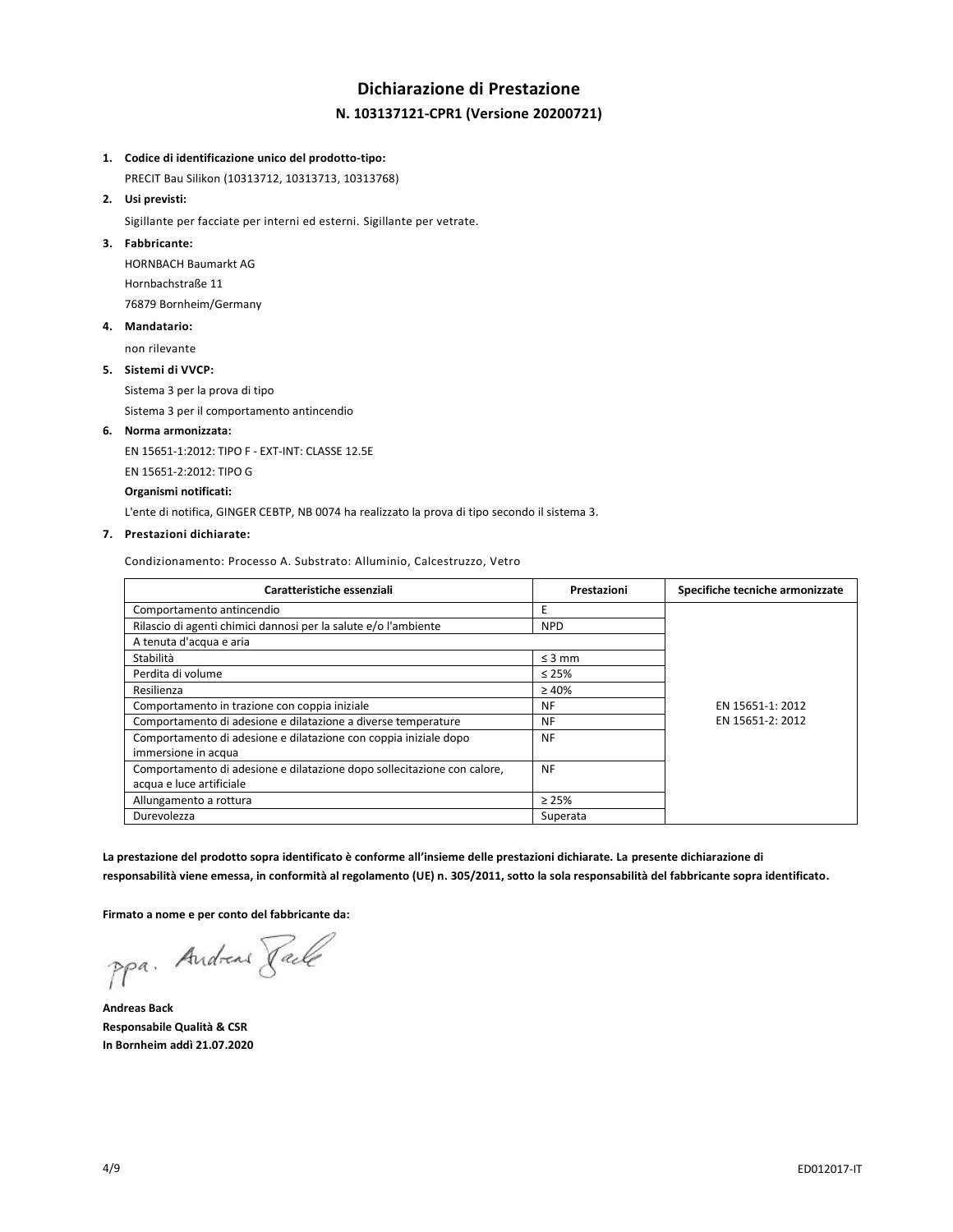# Dichiarazione di Prestazione

## N. 103137121-CPR1 (Versione 20200721)

1. **Codice di identificazione unico del prodotto-tipo:**

   PRECIT Bau Silikon (10313712, 10313713, 10313768)

2. **Usi previsti:**

   Sigillante per facciate per interni ed esterni. Sigillante per vetrate.

3. **Fabbricante:**

   HORNBACH Baumarkt AG

   Hornbachstraße 11

   76879 Bornheim/Germany

4. **Mandatario:**

   non rilevante

5. **Sistemi di VVCP:**

   Sistema 3 per la prova di tipo

   Sistema 3 per il comportamento antincendio

6. **Norma armonizzata:**

   EN 15651-1:2012: TIPO F - EXT-INT: CLASSE 12.5E

   EN 15651-2:2012: TIPO G

   **Organismi notificati:**

   L'ente di notifica, GINGER CEBTP, NB 0074 ha realizzato la prova di tipo secondo il sistema 3.

7. **Prestazioni dichiarate:**

   Condizionamento: Processo A. Substrato: Alluminio, Calcestruzzo, Vetro

| Caratteristiche essenziali | Prestazioni | Specifiche tecniche armonizzate |
|---|---|---|
| Comportamento antincendio | E | EN 15651-1: 2012<br>EN 15651-2: 2012 |
| Rilascio di agenti chimici dannosi per la salute e/o l'ambiente | NPD | |
| A tenuta d'acqua e aria | | |
| Stabilità | ≤ 3 mm | |
| Perdita di volume | ≤ 25% | |
| Resilienza | ≥ 40% | |
| Comportamento in trazione con coppia iniziale | NF | |
| Comportamento di adesione e dilatazione a diverse temperature | NF | |
| Comportamento di adesione e dilatazione con coppia iniziale dopo immersione in acqua | NF | |
| Comportamento di adesione e dilatazione dopo sollecitazione con calore, acqua e luce artificiale | NF | |
| Allungamento a rottura | ≥ 25% | |
| Durevolezza | Superata | |

**La prestazione del prodotto sopra identificato è conforme all'insieme delle prestazioni dichiarate. La presente dichiarazione di responsabilità viene emessa, in conformità al regolamento (UE) n. 305/2011, sotto la sola responsabilità del fabbricante sopra identificato.**

**Firmato a nome e per conto del fabbricante da:**

ppa. Andreas Back

**Andreas Back**
**Responsabile Qualità & CSR**
**In Bornheim addì 21.07.2020**

ED012017-IT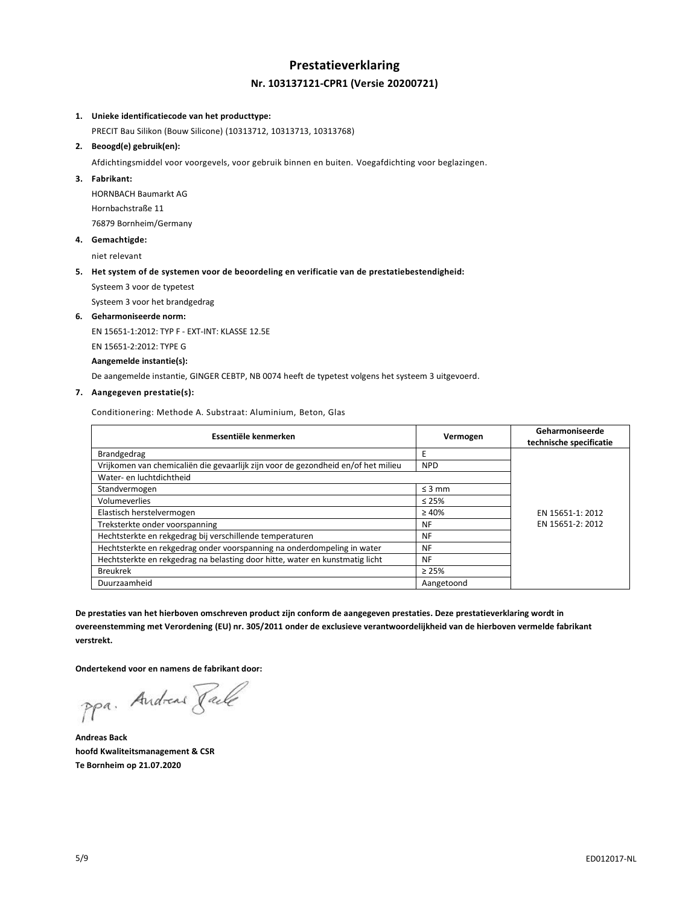# Prestatieverklaring

## Nr. 103137121-CPR1 (Versie 20200721)

1. **Unieke identificatiecode van het producttype:**

   PRECIT Bau Silikon (Bouw Silicone) (10313712, 10313713, 10313768)

2. **Beoogd(e) gebruik(en):**

   Afdichtingsmiddel voor voorgevels, voor gebruik binnen en buiten. Voegafdichting voor beglazingen.

3. **Fabrikant:**

   HORNBACH Baumarkt AG

   Hornbachstraße 11

   76879 Bornheim/Germany

4. **Gemachtigde:**

   niet relevant

5. **Het system of de systemen voor de beoordeling en verificatie van de prestatiebestendigheid:**

   Systeem 3 voor de typetest

   Systeem 3 voor het brandgedrag

6. **Geharmoniseerde norm:**

   EN 15651-1:2012: TYP F - EXT-INT: KLASSE 12.5E

   EN 15651-2:2012: TYPE G

   **Aangemelde instantie(s):**

   De aangemelde instantie, GINGER CEBTP, NB 0074 heeft de typetest volgens het systeem 3 uitgevoerd.

7. **Aangegeven prestatie(s):**

   Conditionering: Methode A. Substraat: Aluminium, Beton, Glas

| Essentiële kenmerken | Vermogen | Geharmoniseerde technische specificatie |
|---|---|---|
| Brandgedrag | E | EN 15651-1: 2012<br>EN 15651-2: 2012 |
| Vrijkomen van chemicaliën die gevaarlijk zijn voor de gezondheid en/of het milieu | NPD | |
| Water- en luchtdichtheid | | |
| Standvermogen | ≤ 3 mm | |
| Volumeverlies | ≤ 25% | |
| Elastisch herstelvermogen | ≥ 40% | |
| Treksterkte onder voorspanning | NF | |
| Hechtsterkte en rekgedrag bij verschillende temperaturen | NF | |
| Hechtsterkte en rekgedrag onder voorspanning na onderdompeling in water | NF | |
| Hechtsterkte en rekgedrag na belasting door hitte, water en kunstmatig licht | NF | |
| Breukrek | ≥ 25% | |
| Duurzaamheid | Aangetoond | |

**De prestaties van het hierboven omschreven product zijn conform de aangegeven prestaties. Deze prestatieverklaring wordt in overeenstemming met Verordening (EU) nr. 305/2011 onder de exclusieve verantwoordelijkheid van de hierboven vermelde fabrikant verstrekt.**

**Ondertekend voor en namens de fabrikant door:**

ppa. Andreas Back

**Andreas Back**
**hoofd Kwaliteitsmanagement & CSR**
**Te Bornheim op 21.07.2020**

ED012017-NL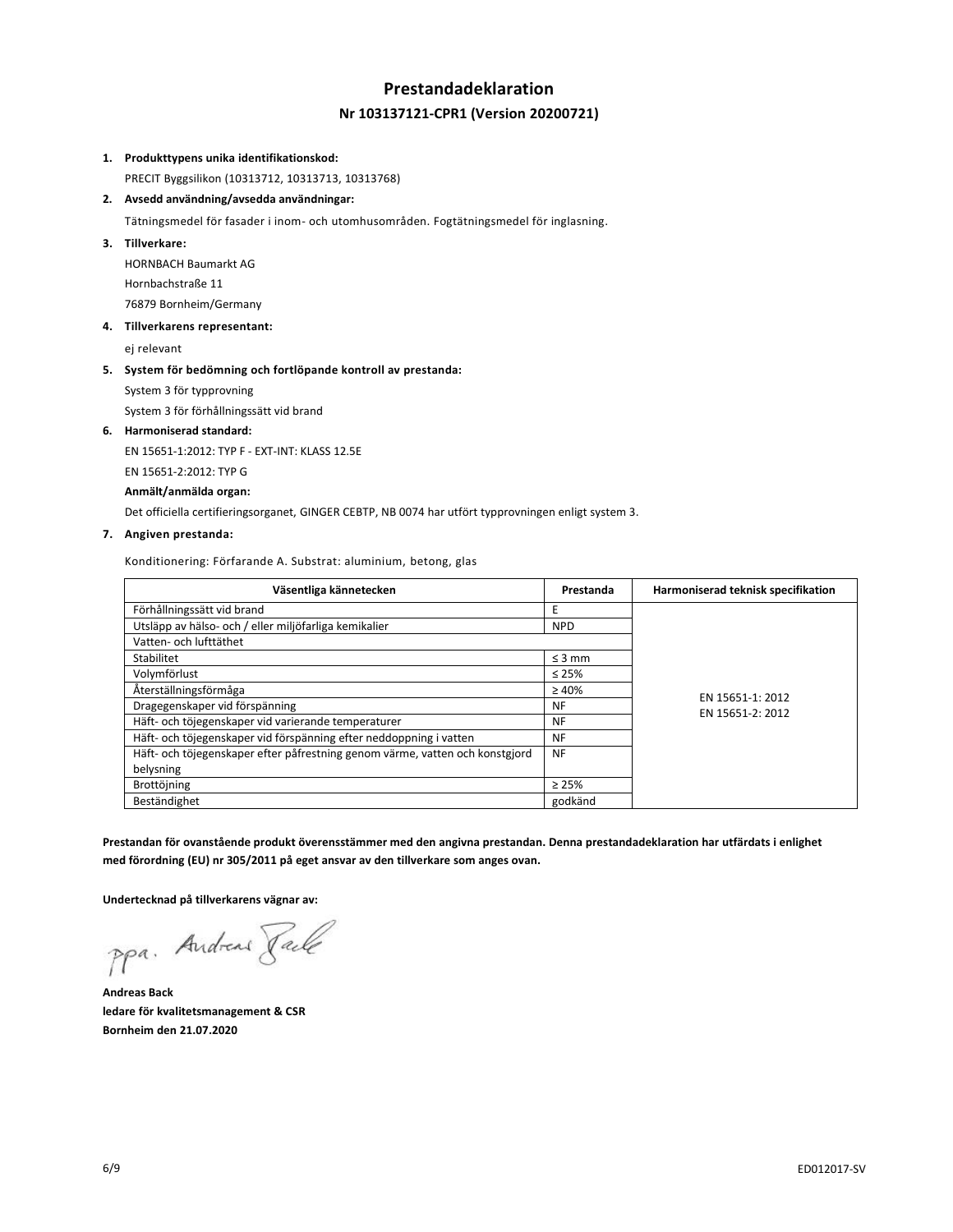# Prestandadeklaration

## Nr 103137121-CPR1 (Version 20200721)

1. **Produkttypens unika identifikationskod:**

   PRECIT Byggsilikon (10313712, 10313713, 10313768)

2. **Avsedd användning/avsedda användningar:**

   Tätningsmedel för fasader i inom- och utomhusområden. Fogtätningsmedel för inglasning.

3. **Tillverkare:**

   HORNBACH Baumarkt AG

   Hornbachstraße 11

   76879 Bornheim/Germany

4. **Tillverkarens representant:**

   ej relevant

5. **System för bedömning och fortlöpande kontroll av prestanda:**

   System 3 för typprovning

   System 3 för förhållningssätt vid brand

6. **Harmoniserad standard:**

   EN 15651-1:2012: TYP F - EXT-INT: KLASS 12.5E

   EN 15651-2:2012: TYP G

   **Anmält/anmälda organ:**

   Det officiella certifieringsorganet, GINGER CEBTP, NB 0074 har utfört typprovningen enligt system 3.

7. **Angiven prestanda:**

   Konditionering: Förfarande A. Substrat: aluminium, betong, glas

| Väsentliga kännetecken | Prestanda | Harmoniserad teknisk specifikation |
|---|---|---|
| Förhållningssätt vid brand | E | EN 15651-1: 2012<br>EN 15651-2: 2012 |
| Utsläpp av hälso- och / eller miljöfarliga kemikalier | NPD | |
| Vatten- och lufttäthet | | |
| Stabilitet | ≤ 3 mm | |
| Volymförlust | ≤ 25% | |
| Återställningsförmåga | ≥ 40% | |
| Dragegenskaper vid förspänning | NF | |
| Häft- och töjegenskaper vid varierande temperaturer | NF | |
| Häft- och töjegenskaper vid förspänning efter neddoppning i vatten | NF | |
| Häft- och töjegenskaper efter påfrestning genom värme, vatten och konstgjord belysning | NF | |
| Brottöjning | ≥ 25% | |
| Beständighet | godkänd | |

**Prestandan för ovanstående produkt överensstämmer med den angivna prestandan. Denna prestandadeklaration har utfärdats i enlighet med förordning (EU) nr 305/2011 på eget ansvar av den tillverkare som anges ovan.**

**Undertecknad på tillverkarens vägnar av:**

ppa. Andreas Back

**Andreas Back**
**ledare för kvalitetsmanagement & CSR**
**Bornheim den 21.07.2020**

ED012017-SV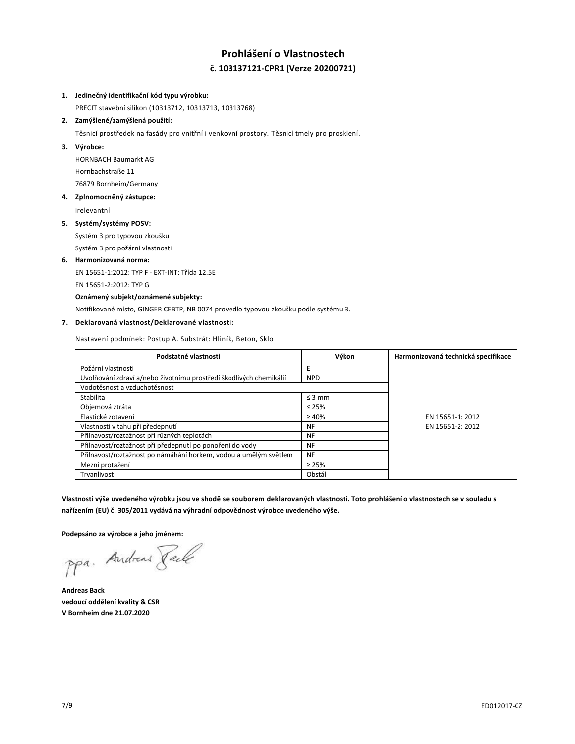# Prohlášení o Vlastnostech

## č. 103137121-CPR1 (Verze 20200721)

1. **Jedinečný identifikační kód typu výrobku:**
   PRECIT stavební silikon (10313712, 10313713, 10313768)
2. **Zamýšlené/zamýšlená použití:**
   Těsnicí prostředek na fasády pro vnitřní i venkovní prostory. Těsnicí tmely pro prosklení.
3. **Výrobce:**
   HORNBACH Baumarkt AG
   Hornbachstraße 11
   76879 Bornheim/Germany
4. **Zplnomocněný zástupce:**
   irelevantní
5. **Systém/systémy POSV:**
   Systém 3 pro typovou zkoušku
   Systém 3 pro požární vlastnosti
6. **Harmonizovaná norma:**
   EN 15651-1:2012: TYP F - EXT-INT: Třída 12.5E
   EN 15651-2:2012: TYP G
   **Oznámený subjekt/oznámené subjekty:**
   Notifikované místo, GINGER CEBTP, NB 0074 provedlo typovou zkoušku podle systému 3.
7. **Deklarovaná vlastnost/Deklarované vlastnosti:**

   Nastavení podmínek: Postup A. Substrát: Hliník, Beton, Sklo

| Podstatné vlastnosti | Výkon | Harmonizovaná technická specifikace |
|---|---|---|
| Požární vlastnosti | E | EN 15651-1: 2012<br>EN 15651-2: 2012 |
| Uvolňování zdraví a/nebo životnímu prostředí škodlivých chemikálií | NPD | |
| Vodotěsnost a vzduchotěsnost | | |
| Stabilita | ≤ 3 mm | |
| Objemová ztráta | ≤ 25% | |
| Elastické zotavení | ≥ 40% | |
| Vlastnosti v tahu při předepnutí | NF | |
| Přilnavost/roztažnost při různých teplotách | NF | |
| Přilnavost/roztažnost při předepnutí po ponoření do vody | NF | |
| Přilnavost/roztažnost po námáhání horkem, vodou a umělým světlem | NF | |
| Mezní protažení | ≥ 25% | |
| Trvanlivost | Obstál | |

**Vlastnosti výše uvedeného výrobku jsou ve shodě se souborem deklarovaných vlastností. Toto prohlášení o vlastnostech se v souladu s nařízením (EU) č. 305/2011 vydává na výhradní odpovědnost výrobce uvedeného výše.**

**Podepsáno za výrobce a jeho jménem:**

ppa. Andreas Back

**Andreas Back**
**vedoucí oddělení kvality & CSR**
**V Bornheim dne 21.07.2020**

ED012017-CZ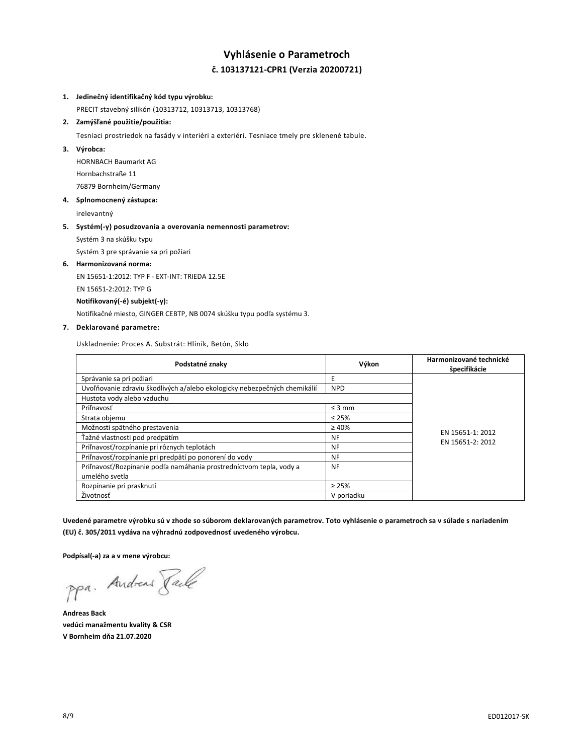# Vyhlásenie o Parametroch

## č. 103137121-CPR1 (Verzia 20200721)

1. **Jedinečný identifikačný kód typu výrobku:**
   PRECIT stavebný silikón (10313712, 10313713, 10313768)
2. **Zamýšľané použitie/použitia:**
   Tesniaci prostriedok na fasády v interiéri a exteriéri. Tesniace tmely pre sklenené tabule.
3. **Výrobca:**
   HORNBACH Baumarkt AG
   Hornbachstraße 11
   76879 Bornheim/Germany
4. **Splnomocnený zástupca:**
   irelevantný
5. **Systém(-y) posudzovania a overovania nemennosti parametrov:**
   Systém 3 na skúšku typu
   Systém 3 pre správanie sa pri požiari
6. **Harmonizovaná norma:**
   EN 15651-1:2012: TYP F - EXT-INT: TRIEDA 12.5E
   EN 15651-2:2012: TYP G
   **Notifikovaný(-é) subjekt(-y):**
   Notifikačné miesto, GINGER CEBTP, NB 0074 skúšku typu podľa systému 3.
7. **Deklarované parametre:**

Uskladnenie: Proces A. Substrát: Hliník, Betón, Sklo

| Podstatné znaky | Výkon | Harmonizované technické špecifikácie |
|---|---|---|
| Správanie sa pri požiari | E | EN 15651-1: 2012<br>EN 15651-2: 2012 |
| Uvoľňovanie zdraviu škodlivých a/alebo ekologicky nebezpečných chemikálií | NPD | |
| Hustota vody alebo vzduchu | | |
| Priľnavosť | ≤ 3 mm | |
| Strata objemu | ≤ 25% | |
| Možnosti spätného prestavenia | ≥ 40% | |
| Ťažné vlastnosti pod predpätím | NF | |
| Priľnavosť/rozpínanie pri rôznych teplotách | NF | |
| Priľnavosť/rozpínanie pri predpätí po ponorení do vody | NF | |
| Priľnavosť/Rozpínanie podľa namáhania prostredníctvom tepla, vody a umelého svetla | NF | |
| Rozpínanie pri prasknutí | ≥ 25% | |
| Životnosť | V poriadku | |

**Uvedené parametre výrobku sú v zhode so súborom deklarovaných parametrov. Toto vyhlásenie o parametroch sa v súlade s nariadením (EU) č. 305/2011 vydáva na výhradnú zodpovednosť uvedeného výrobcu.**

**Podpísal(-a) za a v mene výrobcu:**

ppa. Andreas Back

**Andreas Back**
**vedúci manažmentu kvality & CSR**
**V Bornheim dňa 21.07.2020**

ED012017-SK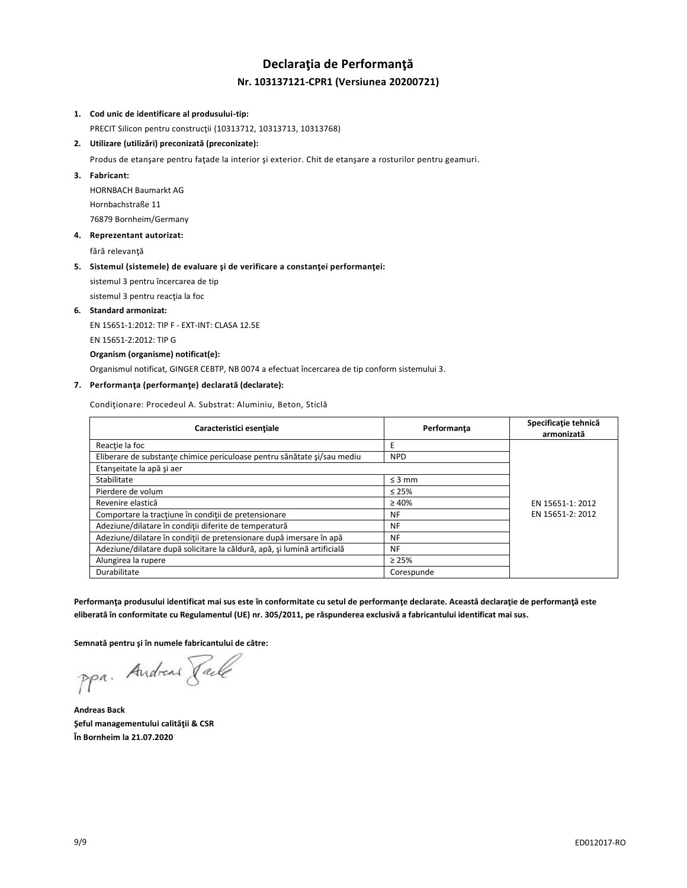# Declaraţia de Performanţă

## Nr. 103137121-CPR1 (Versiunea 20200721)

1. **Cod unic de identificare al produsului-tip:**

   PRECIT Silicon pentru construcţii (10313712, 10313713, 10313768)

2. **Utilizare (utilizări) preconizată (preconizate):**

   Produs de etanşare pentru faţade la interior şi exterior. Chit de etanşare a rosturilor pentru geamuri.

3. **Fabricant:**

   HORNBACH Baumarkt AG

   Hornbachstraße 11

   76879 Bornheim/Germany

4. **Reprezentant autorizat:**

   fără relevanţă

5. **Sistemul (sistemele) de evaluare şi de verificare a constanţei performanţei:**

   sistemul 3 pentru încercarea de tip

   sistemul 3 pentru reacţia la foc

6. **Standard armonizat:**

   EN 15651-1:2012: TIP F - EXT-INT: CLASA 12.5E

   EN 15651-2:2012: TIP G

   **Organism (organisme) notificat(e):**

   Organismul notificat, GINGER CEBTP, NB 0074 a efectuat încercarea de tip conform sistemului 3.

7. **Performanţa (performanţe) declarată (declarate):**

   Condiţionare: Procedeul A. Substrat: Aluminiu, Beton, Sticlă

| Caracteristici esenţiale | Performanţa | Specificaţie tehnică armonizată |
|---|---|---|
| Reacţie la foc | E | EN 15651-1: 2012<br>EN 15651-2: 2012 |
| Eliberare de substanţe chimice periculoase pentru sănătate şi/sau mediu | NPD | |
| Etanşeitate la apă şi aer | | |
| Stabilitate | ≤ 3 mm | |
| Pierdere de volum | ≤ 25% | |
| Revenire elastică | ≥ 40% | |
| Comportare la tracţiune în condiţii de pretensionare | NF | |
| Adeziune/dilatare în condiţii diferite de temperatură | NF | |
| Adeziune/dilatare în condiţii de pretensionare după imersare în apă | NF | |
| Adeziune/dilatare după solicitare la căldură, apă, şi lumină artificială | NF | |
| Alungirea la rupere | ≥ 25% | |
| Durabilitate | Corespunde | |

**Performanţa produsului identificat mai sus este în conformitate cu setul de performanţe declarate. Această declaraţie de performanţă este eliberată în conformitate cu Regulamentul (UE) nr. 305/2011, pe răspunderea exclusivă a fabricantului identificat mai sus.**

**Semnată pentru şi în numele fabricantului de către:**

ppa. Andreas Back

**Andreas Back**
**Şeful managementului calităţii & CSR**
**În Bornheim la 21.07.2020**

ED012017-RO